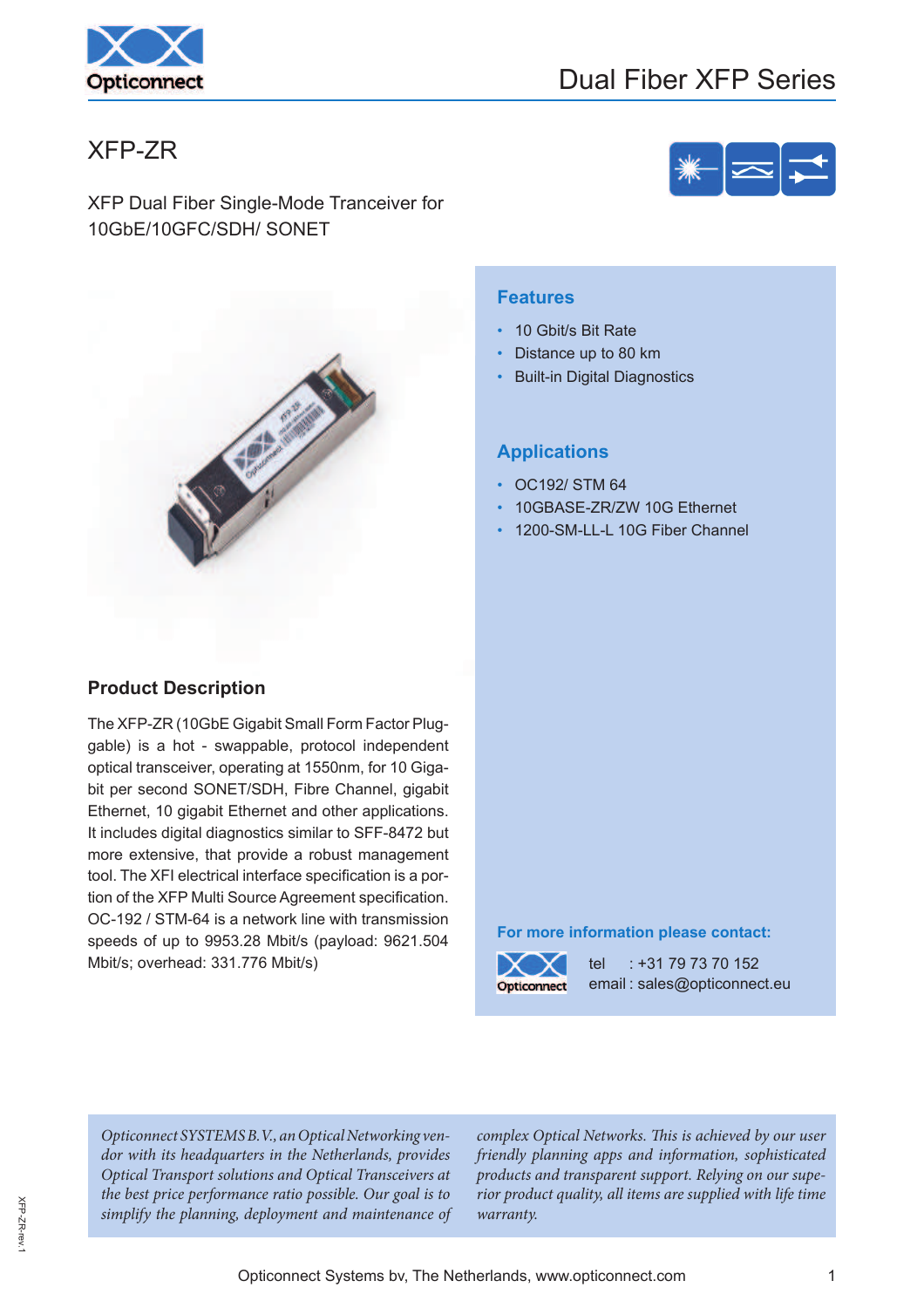# XFP-ZR

XFP Dual Fiber Single-Mode Tranceiver for 10GbE/10GFC/SDH/ SONET

## Features

- 10 Gbit/s Bit Rate
- Distance up to 80 km
- Built-in Digital Diagnostics

## Applications

- OC192/ STM 64
- 10GBASE-ZR/ZW 10G Ethernet
- 1200-SM-LL-L 10G Fiber Channel

## Product Description

The XFP-ZR (10GbE Gigabit Small Form Factor Pluggable) is a hot - swappable, protocol independent optical transceiver, operating at 1550nm, for 10 Gigabit per second SONET/SDH, Fibre Channel, gigabit Ethernet, 10 gigabit Ethernet and other applications. It includes digital diagnostics similar to SFF-8472 but more extensive, that provide a robust management tool. The XFI electrical interface specification is a portion of the XFP Multi Source Agreement specification. OC-192 / STM-64 is a network line with transmission speeds of up to 9953.28 Mbit/s (payload: 9621.504 Mbit/s; overhead: 331.776 Mbit/s)

**For more information please contact:**

tel : +31 79 73 70 152
email : sales@opticonnect.eu

*Opticonnect SYSTEMS B.V., an Optical Networking vendor with its headquarters in the Netherlands, provides Optical Transport solutions and Optical Transceivers at the best price performance ratio possible. Our goal is to simplify the planning, deployment and maintenance of complex Optical Networks. This is achieved by our user friendly planning apps and information, sophisticated products and transparent support. Relying on our superior product quality, all items are supplied with life time warranty.*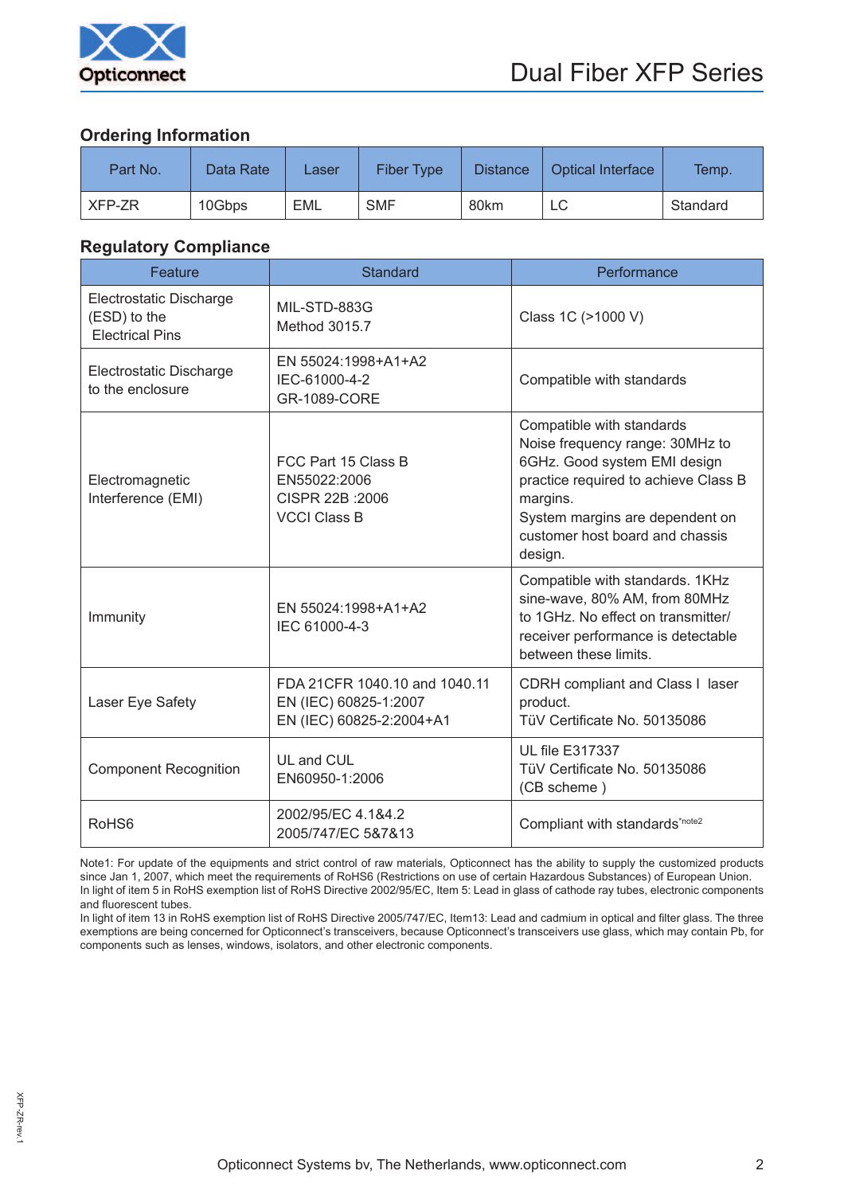## Ordering Information

| Part No. | Data Rate | Laser | Fiber Type | Distance | Optical Interface | Temp. |
|---|---|---|---|---|---|---|
| XFP-ZR | 10Gbps | EML | SMF | 80km | LC | Standard |

## Regulatory Compliance

| Feature | Standard | Performance |
|---|---|---|
| Electrostatic Discharge (ESD) to the Electrical Pins | MIL-STD-883G Method 3015.7 | Class 1C (>1000 V) |
| Electrostatic Discharge to the enclosure | EN 55024:1998+A1+A2 IEC-61000-4-2 GR-1089-CORE | Compatible with standards |
| Electromagnetic Interference (EMI) | FCC Part 15 Class B EN55022:2006 CISPR 22B :2006 VCCI Class B | Compatible with standards Noise frequency range: 30MHz to 6GHz. Good system EMI design practice required to achieve Class B margins. System margins are dependent on customer host board and chassis design. |
| Immunity | EN 55024:1998+A1+A2 IEC 61000-4-3 | Compatible with standards. 1KHz sine-wave, 80% AM, from 80MHz to 1GHz. No effect on transmitter/ receiver performance is detectable between these limits. |
| Laser Eye Safety | FDA 21CFR 1040.10 and 1040.11 EN (IEC) 60825-1:2007 EN (IEC) 60825-2:2004+A1 | CDRH compliant and Class I laser product. TüV Certificate No. 50135086 |
| Component Recognition | UL and CUL EN60950-1:2006 | UL file E317337 TüV Certificate No. 50135086 (CB scheme ) |
| RoHS6 | 2002/95/EC 4.1&4.2 2005/747/EC 5&7&13 | Compliant with standards*note2 |

Note1: For update of the equipments and strict control of raw materials, Opticonnect has the ability to supply the customized products since Jan 1, 2007, which meet the requirements of RoHS6 (Restrictions on use of certain Hazardous Substances) of European Union.
In light of item 5 in RoHS exemption list of RoHS Directive 2002/95/EC, Item 5: Lead in glass of cathode ray tubes, electronic components and fluorescent tubes.
In light of item 13 in RoHS exemption list of RoHS Directive 2005/747/EC, Item13: Lead and cadmium in optical and filter glass. The three exemptions are being concerned for Opticonnect's transceivers, because Opticonnect's transceivers use glass, which may contain Pb, for components such as lenses, windows, isolators, and other electronic components.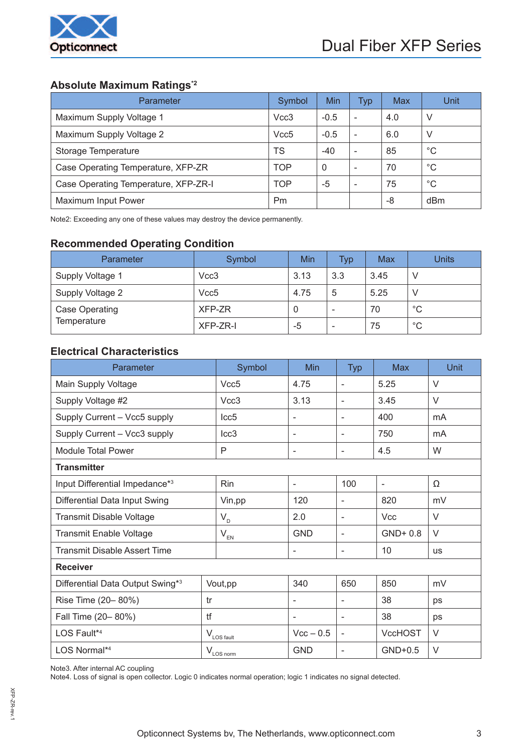## Absolute Maximum Ratings[2]

| Parameter | Symbol | Min | Typ | Max | Unit |
|---|---|---|---|---|---|
| Maximum Supply Voltage 1 | Vcc3 | -0.5 | - | 4.0 | V |
| Maximum Supply Voltage 2 | Vcc5 | -0.5 | - | 6.0 | V |
| Storage Temperature | TS | -40 | - | 85 | °C |
| Case Operating Temperature, XFP-ZR | TOP | 0 | - | 70 | °C |
| Case Operating Temperature, XFP-ZR-I | TOP | -5 | - | 75 | °C |
| Maximum Input Power | Pm | | | -8 | dBm |

Note2: Exceeding any one of these values may destroy the device permanently.

## Recommended Operating Condition

| Parameter | Symbol | Min | Typ | Max | Units |
|---|---|---|---|---|---|
| Supply Voltage 1 | Vcc3 | 3.13 | 3.3 | 3.45 | V |
| Supply Voltage 2 | Vcc5 | 4.75 | 5 | 5.25 | V |
| Case Operating Temperature | XFP-ZR | 0 | - | 70 | °C |
| | XFP-ZR-I | -5 | - | 75 | °C |

## Electrical Characteristics

| Parameter | Symbol | Min | Typ | Max | Unit |
|---|---|---|---|---|---|
| Main Supply Voltage | Vcc5 | 4.75 | - | 5.25 | V |
| Supply Voltage #2 | Vcc3 | 3.13 | - | 3.45 | V |
| Supply Current – Vcc5 supply | Icc5 | - | - | 400 | mA |
| Supply Current – Vcc3 supply | Icc3 | - | - | 750 | mA |
| Module Total Power | P | - | - | 4.5 | W |
| **Transmitter** | | | | | |
| Input Differential Impedance[3] | Rin | - | 100 | - | Ω |
| Differential Data Input Swing | Vin,pp | 120 | - | 820 | mV |
| Transmit Disable Voltage | $V_D$ | 2.0 | - | Vcc | V |
| Transmit Enable Voltage | $V_{EN}$ | GND | - | GND+ 0.8 | V |
| Transmit Disable Assert Time | | - | - | 10 | us |
| **Receiver** | | | | | |
| Differential Data Output Swing[3] | Vout,pp | 340 | 650 | 850 | mV |
| Rise Time (20– 80%) | tr | - | - | 38 | ps |
| Fall Time (20– 80%) | tf | - | - | 38 | ps |
| LOS Fault[4] | $V_{LOS\ fault}$ | Vcc – 0.5 | - | VccHOST | V |
| LOS Normal[4] | $V_{LOS\ norm}$ | GND | - | GND+0.5 | V |

Note3. After internal AC coupling
Note4. Loss of signal is open collector. Logic 0 indicates normal operation; logic 1 indicates no signal detected.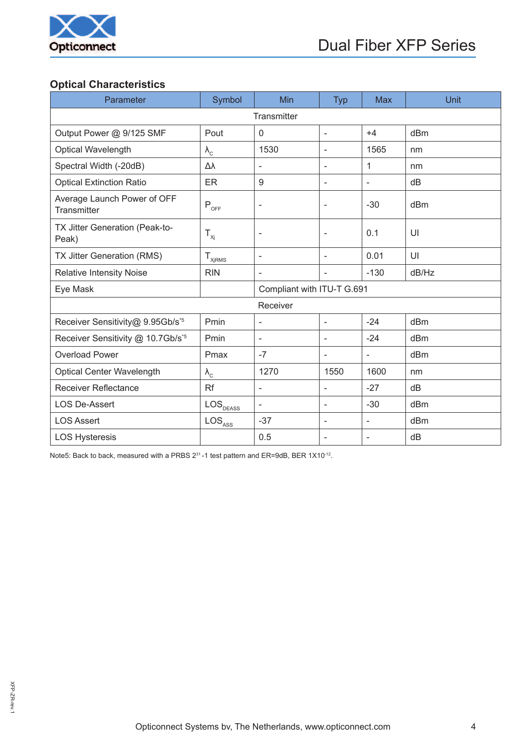## Optical Characteristics

| Parameter | Symbol | Min | Typ | Max | Unit |
|---|---|---|---|---|---|
| Transmitter | | | | | |
| Output Power @ 9/125 SMF | Pout | 0 | - | +4 | dBm |
| Optical Wavelength | $\lambda_C$ | 1530 | - | 1565 | nm |
| Spectral Width (-20dB) | $\Delta\lambda$ | - | - | 1 | nm |
| Optical Extinction Ratio | ER | 9 | - | - | dB |
| Average Launch Power of OFF Transmitter | $P_{OFF}$ | - | - | -30 | dBm |
| TX Jitter Generation (Peak-to-Peak) | $T_{Xj}$ | - | - | 0.1 | UI |
| TX Jitter Generation (RMS) | $T_{XjRMS}$ | - | - | 0.01 | UI |
| Relative Intensity Noise | RIN | - | - | -130 | dB/Hz |
| Eye Mask | | Compliant with ITU-T G.691 | | | |
| Receiver | | | | | |
| Receiver Sensitivity@ 9.95Gb/s[*5] | Pmin | - | - | -24 | dBm |
| Receiver Sensitivity @ 10.7Gb/s[*5] | Pmin | - | - | -24 | dBm |
| Overload Power | Pmax | -7 | - | - | dBm |
| Optical Center Wavelength | $\lambda_C$ | 1270 | 1550 | 1600 | nm |
| Receiver Reflectance | Rf | - | - | -27 | dB |
| LOS De-Assert | $LOS_{DEASS}$ | - | - | -30 | dBm |
| LOS Assert | $LOS_{ASS}$ | -37 | - | - | dBm |
| LOS Hysteresis | | 0.5 | - | - | dB |

Note5: Back to back, measured with a PRBS $2^{31}$ -1 test pattern and ER=9dB, BER $1X10^{-12}$.